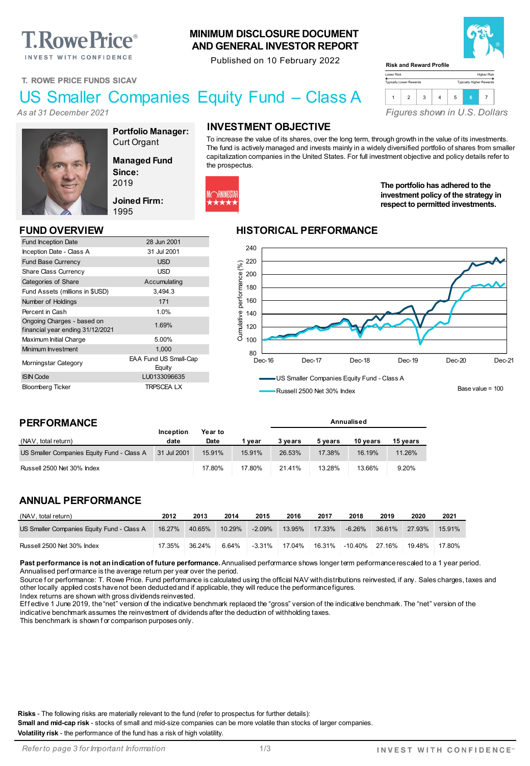T.RowePrice
INVEST WITH CONFIDENCE

# MINIMUM DISCLOSURE DOCUMENT AND GENERAL INVESTOR REPORT

Published on 10 February 2022

T. ROWE PRICE FUNDS SICAV

# US Smaller Companies Equity Fund – Class A

*As at 31 December 2021*

**Risk and Reward Profile**

Lower Risk — Higher Risk
Typically Lower Rewards — Typically Higher Rewards

| 1 | 2 | 3 | 4 | 5 | **6** | 7 |
|---|---|---|---|---|---|---|

*Figures shown in U.S. Dollars*

**Portfolio Manager:** Curt Organt

**Managed Fund Since:** 2019

**Joined Firm:** 1995

## INVESTMENT OBJECTIVE

To increase the value of its shares, over the long term, through growth in the value of its investments. The fund is actively managed and invests mainly in a widely diversified portfolio of shares from smaller capitalization companies in the United States. For full investment objective and policy details refer to the prospectus.

MORNINGSTAR ★★★★★

**The portfolio has adhered to the investment policy of the strategy in respect to permitted investments.**

## FUND OVERVIEW

| | |
|---|---|
| Fund Inception Date | 28 Jun 2001 |
| Inception Date - Class A | 31 Jul 2001 |
| Fund Base Currency | USD |
| Share Class Currency | USD |
| Categories of Share | Accumulating |
| Fund Assets (millions in $USD) | 3,494.3 |
| Number of Holdings | 171 |
| Percent in Cash | 1.0% |
| Ongoing Charges - based on financial year ending 31/12/2021 | 1.69% |
| Maximum Initial Charge | 5.00% |
| Minimum Investment | 1,000 |
| Morningstar Category | EAA Fund US Small-Cap Equity |
| ISIN Code | LU0133096635 |
| Bloomberg Ticker | TRPSCEA LX |

## HISTORICAL PERFORMANCE

Cumulative performance (%), Dec-16 to Dec-21

US Smaller Companies Equity Fund - Class A
Russell 2500 Net 30% Index

Base value = 100

## PERFORMANCE

| (NAV, total return) | Inception date | Year to Date | 1 year | Annualised 3 years | 5 years | 10 years | 15 years |
|---|---|---|---|---|---|---|---|
| US Smaller Companies Equity Fund - Class A | 31 Jul 2001 | 15.91% | 15.91% | 26.53% | 17.38% | 16.19% | 11.26% |
| Russell 2500 Net 30% Index | | 17.80% | 17.80% | 21.41% | 13.28% | 13.66% | 9.20% |

## ANNUAL PERFORMANCE

| (NAV, total return) | 2012 | 2013 | 2014 | 2015 | 2016 | 2017 | 2018 | 2019 | 2020 | 2021 |
|---|---|---|---|---|---|---|---|---|---|---|
| US Smaller Companies Equity Fund - Class A | 16.27% | 40.65% | 10.29% | -2.09% | 13.95% | 17.33% | -6.26% | 36.61% | 27.93% | 15.91% |
| Russell 2500 Net 30% Index | 17.35% | 36.24% | 6.64% | -3.31% | 17.04% | 16.31% | -10.40% | 27.16% | 19.48% | 17.80% |

**Past performance is not an indication of future performance.** Annualised performance shows longer term performance rescaled to a 1 year period. Annualised performance is the average return per year over the period.
Source for performance: T. Rowe Price. Fund performance is calculated using the official NAV with distributions reinvested, if any. Sales charges, taxes and other locally applied costs have not been deducted and if applicable, they will reduce the performance figures.
Index returns are shown with gross dividends reinvested.
Effective 1 June 2019, the "net" version of the indicative benchmark replaced the "gross" version of the indicative benchmark. The "net" version of the indicative benchmark assumes the reinvestment of dividends after the deduction of withholding taxes.
This benchmark is shown for comparison purposes only.

**Risks** - The following risks are materially relevant to the fund (refer to prospectus for further details):
**Small and mid-cap risk** - stocks of small and mid-size companies can be more volatile than stocks of larger companies.
**Volatility risk** - the performance of the fund has a risk of high volatility.

*Refer to page 3 for Important Information*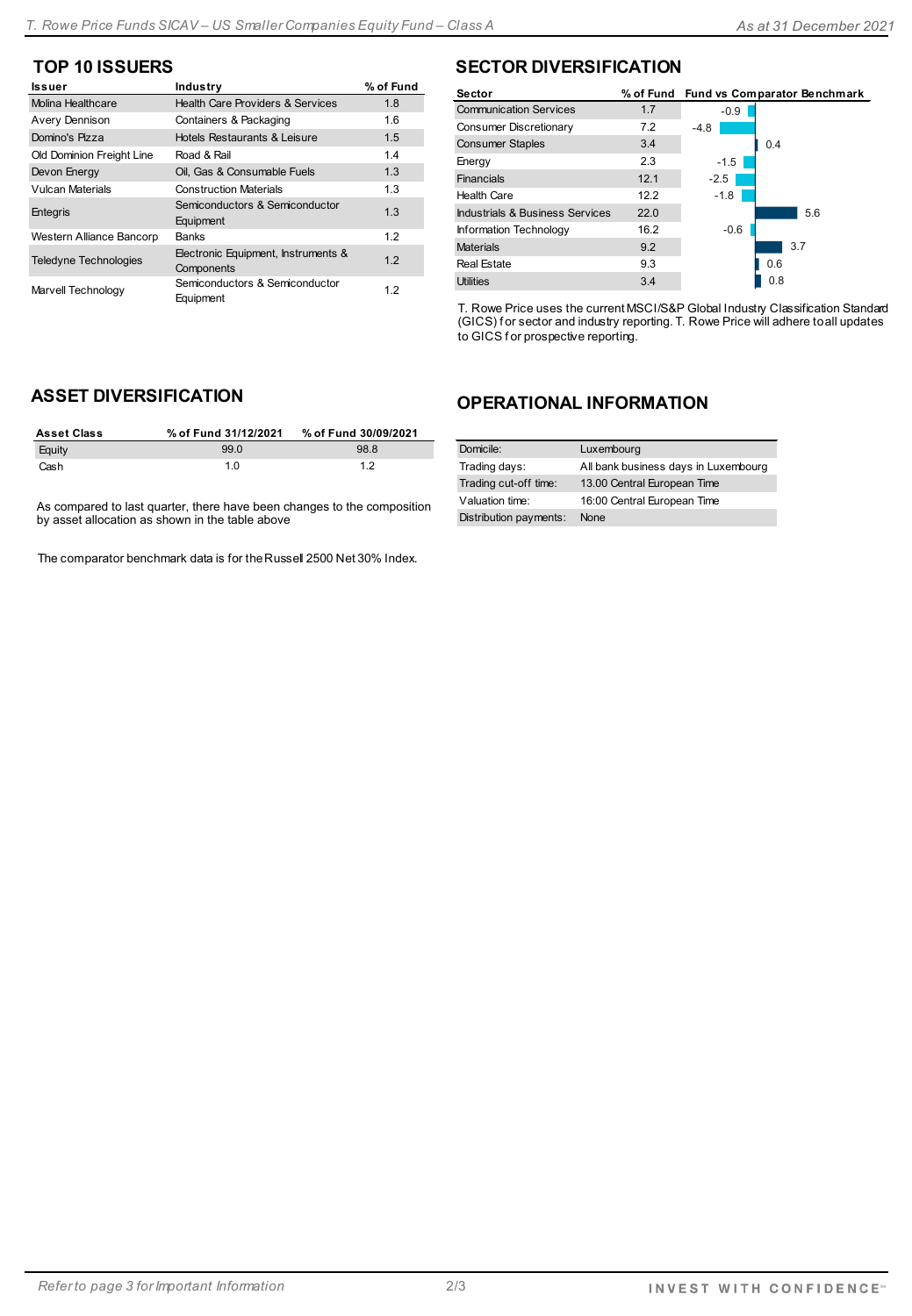## TOP 10 ISSUERS

| Issuer | Industry | % of Fund |
|---|---|---|
| Molina Healthcare | Health Care Providers & Services | 1.8 |
| Avery Dennison | Containers & Packaging | 1.6 |
| Domino's Pizza | Hotels Restaurants & Leisure | 1.5 |
| Old Dominion Freight Line | Road & Rail | 1.4 |
| Devon Energy | Oil, Gas & Consumable Fuels | 1.3 |
| Vulcan Materials | Construction Materials | 1.3 |
| Entegris | Semiconductors & Semiconductor Equipment | 1.3 |
| Western Alliance Bancorp | Banks | 1.2 |
| Teledyne Technologies | Electronic Equipment, Instruments & Components | 1.2 |
| Marvell Technology | Semiconductors & Semiconductor Equipment | 1.2 |

## SECTOR DIVERSIFICATION

| Sector | % of Fund | Fund vs Comparator Benchmark |
|---|---|---|
| Communication Services | 1.7 | -0.9 |
| Consumer Discretionary | 7.2 | -4.8 |
| Consumer Staples | 3.4 | 0.4 |
| Energy | 2.3 | -1.5 |
| Financials | 12.1 | -2.5 |
| Health Care | 12.2 | -1.8 |
| Industrials & Business Services | 22.0 | 5.6 |
| Information Technology | 16.2 | -0.6 |
| Materials | 9.2 | 3.7 |
| Real Estate | 9.3 | 0.6 |
| Utilities | 3.4 | 0.8 |

T. Rowe Price uses the current MSCI/S&P Global Industry Classification Standard (GICS) for sector and industry reporting. T. Rowe Price will adhere to all updates to GICS for prospective reporting.

## ASSET DIVERSIFICATION

| Asset Class | % of Fund 31/12/2021 | % of Fund 30/09/2021 |
|---|---|---|
| Equity | 99.0 | 98.8 |
| Cash | 1.0 | 1.2 |

As compared to last quarter, there have been changes to the composition by asset allocation as shown in the table above

The comparator benchmark data is for the Russell 2500 Net 30% Index.

## OPERATIONAL INFORMATION

| | |
|---|---|
| Domicile: | Luxembourg |
| Trading days: | All bank business days in Luxembourg |
| Trading cut-off time: | 13.00 Central European Time |
| Valuation time: | 16:00 Central European Time |
| Distribution payments: | None |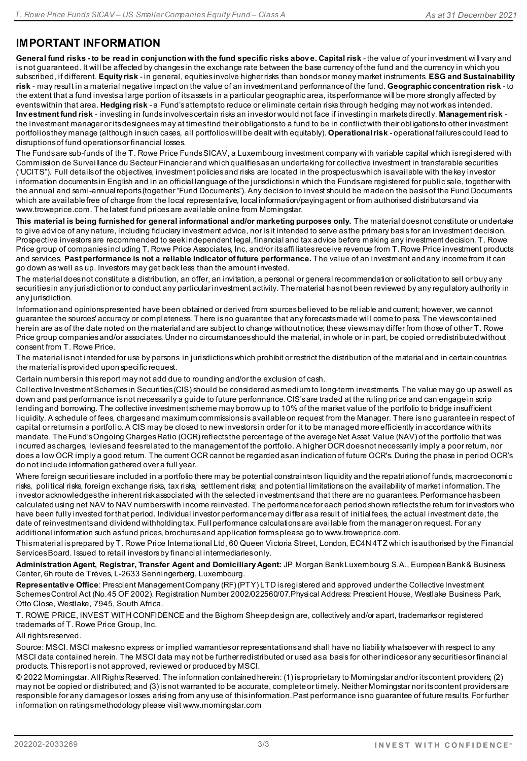## IMPORTANT INFORMATION

**General fund risks - to be read in conjunction with the fund specific risks above. Capital risk** - the value of your investment will vary and is not guaranteed. It will be affected by changes in the exchange rate between the base currency of the fund and the currency in which you subscribed, if different. **Equity risk** - in general, equities involve higher risks than bonds or money market instruments. **ESG and Sustainability risk** - may result in a material negative impact on the value of an investment and performance of the fund. **Geographic concentration risk** - to the extent that a fund invests a large portion of its assets in a particular geographic area, its performance will be more strongly affected by events within that area. **Hedging risk** - a Fund's attempts to reduce or eliminate certain risks through hedging may not work as intended. **Investment fund risk** - investing in funds involves certain risks an investor would not face if investing in markets directly. **Management risk** - the investment manager or its designees may at times find their obligations to a fund to be in conflict with their obligations to other investment portfolios they manage (although in such cases, all portfolios will be dealt with equitably). **Operational risk** - operational failures could lead to disruptions of fund operations or financial losses.

The Funds are sub-funds of the T. Rowe Price Funds SICAV, a Luxembourg investment company with variable capital which is registered with Commission de Surveillance du Secteur Financier and which qualifies as an undertaking for collective investment in transferable securities ("UCITS"). Full details of the objectives, investment policies and risks are located in the prospectus which is available with the key investor information documents in English and in an official language of the jurisdictions in which the Funds are registered for public sale, together with the annual and semi-annual reports (together "Fund Documents"). Any decision to invest should be made on the basis of the Fund Documents which are available free of charge from the local representative, local information/paying agent or from authorised distributors and via www.troweprice.com. The latest fund prices are available online from Morningstar.

**This material is being furnished for general informational and/or marketing purposes only.** The material does not constitute or undertake to give advice of any nature, including fiduciary investment advice, nor is it intended to serve as the primary basis for an investment decision. Prospective investors are recommended to seek independent legal, financial and tax advice before making any investment decision. T. Rowe Price group of companies including T. Rowe Price Associates, Inc. and/or its affiliates receive revenue from T. Rowe Price investment products and services. **Past performance is not a reliable indicator of future performance.** The value of an investment and any income from it can go down as well as up. Investors may get back less than the amount invested.

The material does not constitute a distribution, an offer, an invitation, a personal or general recommendation or solicitation to sell or buy any securities in any jurisdiction or to conduct any particular investment activity. The material has not been reviewed by any regulatory authority in any jurisdiction.

Information and opinions presented have been obtained or derived from sources believed to be reliable and current; however, we cannot guarantee the sources' accuracy or completeness. There is no guarantee that any forecasts made will come to pass. The views contained herein are as of the date noted on the material and are subject to change without notice; these views may differ from those of other T. Rowe Price group companies and/or associates. Under no circumstances should the material, in whole or in part, be copied or redistributed without consent from T. Rowe Price.

The material is not intended for use by persons in jurisdictions which prohibit or restrict the distribution of the material and in certain countries the material is provided upon specific request.

Certain numbers in this report may not add due to rounding and/or the exclusion of cash.

Collective Investment Schemes in Securities (CIS) should be considered as medium to long-term investments. The value may go up as well as down and past performance is not necessarily a guide to future performance. CIS's are traded at the ruling price and can engage in scrip lending and borrowing. The collective investment scheme may borrow up to 10% of the market value of the portfolio to bridge insufficient liquidity. A schedule of fees, charges and maximum commissions is available on request from the Manager. There is no guarantee in respect of capital or returns in a portfolio. A CIS may be closed to new investors in order for it to be managed more efficiently in accordance with its mandate. The Fund's Ongoing Charges Ratio (OCR) reflects the percentage of the average Net Asset Value (NAV) of the portfolio that was incurred as charges, levies and fees related to the management of the portfolio. A higher OCR does not necessarily imply a poor return, nor does a low OCR imply a good return. The current OCR cannot be regarded as an indication of future OCR's. During the phase in period OCR's do not include information gathered over a full year.

Where foreign securities are included in a portfolio there may be potential constraints on liquidity and the repatriation of funds, macroeconomic risks, political risks, foreign exchange risks, tax risks, settlement risks; and potential limitations on the availability of market information. The investor acknowledges the inherent risk associated with the selected investments and that there are no guarantees. Performance has been calculated using net NAV to NAV numbers with income reinvested. The performance for each period shown reflects the return for investors who have been fully invested for that period. Individual investor performance may differ as a result of initial fees, the actual investment date, the date of reinvestments and dividend withholding tax. Full performance calculations are available from the manager on request. For any additional information such as fund prices, brochures and application forms please go to www.troweprice.com.

This material is prepared by T. Rowe Price International Ltd, 60 Queen Victoria Street, London, EC4N 4TZ which is authorised by the Financial Services Board. Issued to retail investors by financial intermediaries only.

**Administration Agent, Registrar, Transfer Agent and Domiciliary Agent:** JP Morgan Bank Luxembourg S.A., European Bank & Business Center, 6h route de Trèves, L-2633 Senningerberg, Luxembourg.

**Representative Office**: Prescient Management Company (RF) (PTY) LTD is registered and approved under the Collective Investment Schemes Control Act (No.45 OF 2002). Registration Number 2002/022560/07.Physical Address: Prescient House, Westlake Business Park, Otto Close, Westlake, 7945, South Africa.

T. ROWE PRICE, INVEST WITH CONFIDENCE and the Bighorn Sheep design are, collectively and/or apart, trademarks or registered trademarks of T. Rowe Price Group, Inc.

All rights reserved.

Source: MSCI. MSCI makes no express or implied warranties or representations and shall have no liability whatsoever with respect to any MSCI data contained herein. The MSCI data may not be further redistributed or used as a basis for other indices or any securities or financial products. This report is not approved, reviewed or produced by MSCI.

© 2022 Morningstar. All Rights Reserved. The information contained herein: (1) is proprietary to Morningstar and/or its content providers; (2) may not be copied or distributed; and (3) is not warranted to be accurate, complete or timely. Neither Morningstar nor its content providers are responsible for any damages or losses arising from any use of this information. Past performance is no guarantee of future results. For further information on ratings methodology please visit www.morningstar.com

202202-2033269